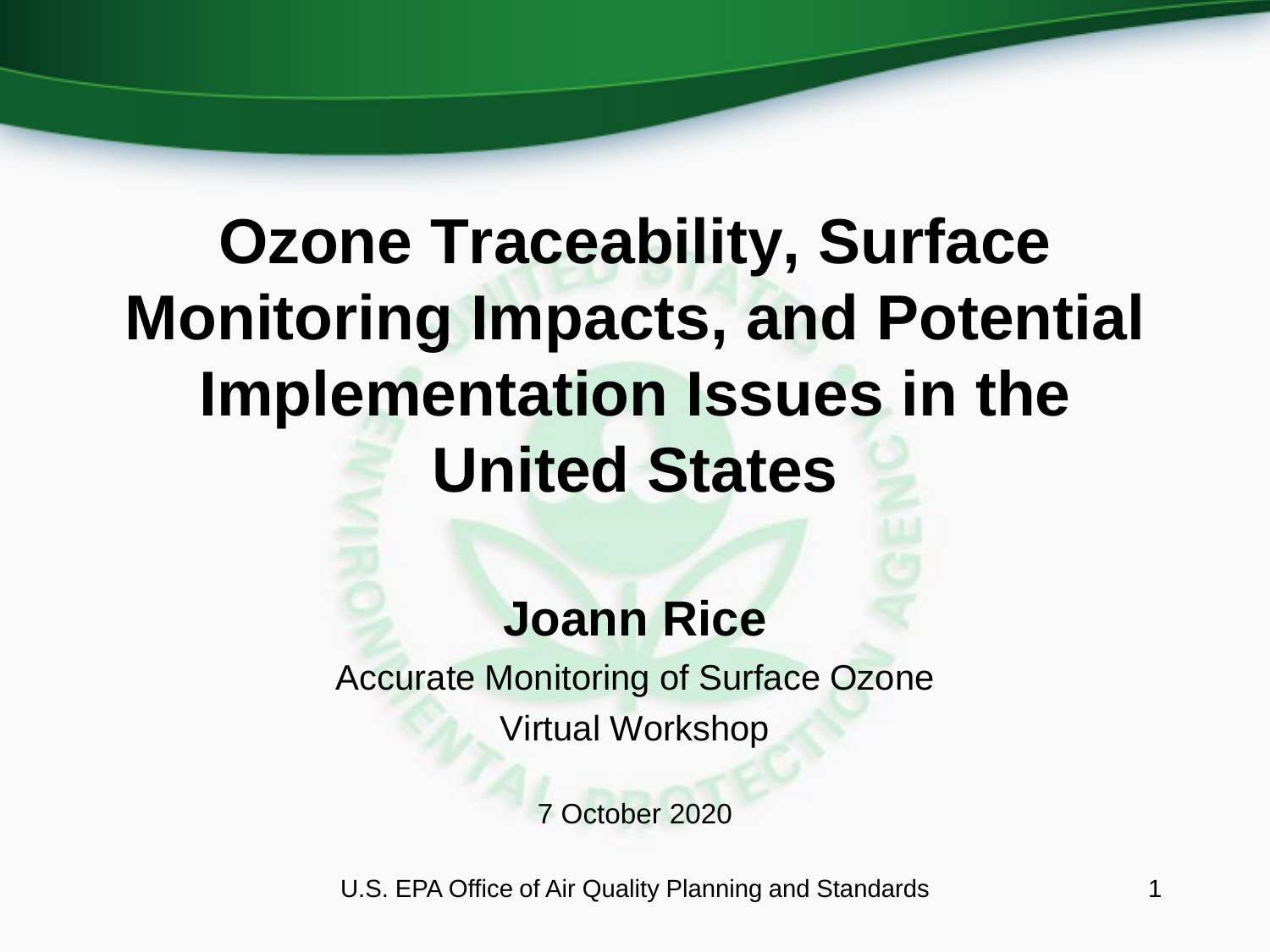# Ozone Traceability, Surface Monitoring Impacts, and Potential Implementation Issues in the United States

**Joann Rice**

Accurate Monitoring of Surface Ozone

Virtual Workshop

7 October 2020

U.S. EPA Office of Air Quality Planning and Standards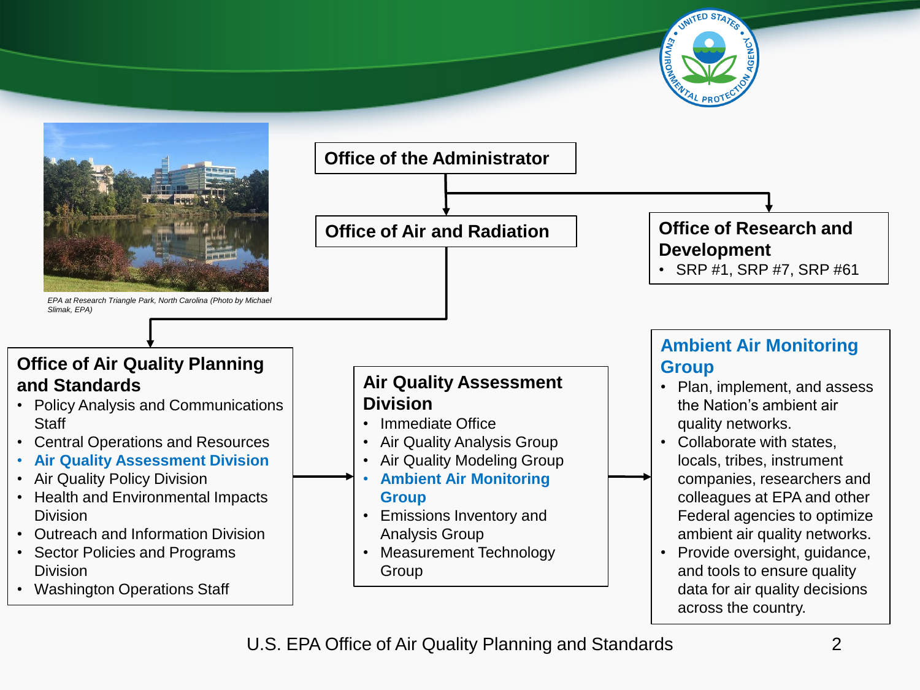EPA at Research Triangle Park, North Carolina (Photo by Michael Slimak, EPA)

**Office of the Administrator**

**Office of Air and Radiation**

**Office of Research and Development**

- SRP #1, SRP #7, SRP #61

**Office of Air Quality Planning and Standards**

- Policy Analysis and Communications Staff
- Central Operations and Resources
- **Air Quality Assessment Division**
- Air Quality Policy Division
- Health and Environmental Impacts Division
- Outreach and Information Division
- Sector Policies and Programs Division
- Washington Operations Staff

**Air Quality Assessment Division**

- Immediate Office
- Air Quality Analysis Group
- Air Quality Modeling Group
- **Ambient Air Monitoring Group**
- Emissions Inventory and Analysis Group
- Measurement Technology Group

**Ambient Air Monitoring Group**

- Plan, implement, and assess the Nation's ambient air quality networks.
- Collaborate with states, locals, tribes, instrument companies, researchers and colleagues at EPA and other Federal agencies to optimize ambient air quality networks.
- Provide oversight, guidance, and tools to ensure quality data for air quality decisions across the country.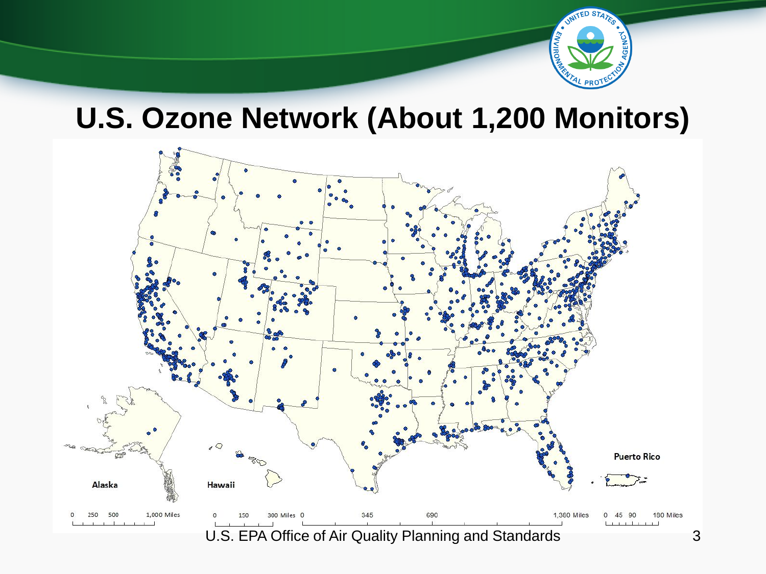# U.S. Ozone Network (About 1,200 Monitors)

Alaska

Hawaii

Puerto Rico

0 250 500 1,000 Miles

0 150 300 Miles

0 345 690 1,380 Miles

0 45 90 180 Miles

U.S. EPA Office of Air Quality Planning and Standards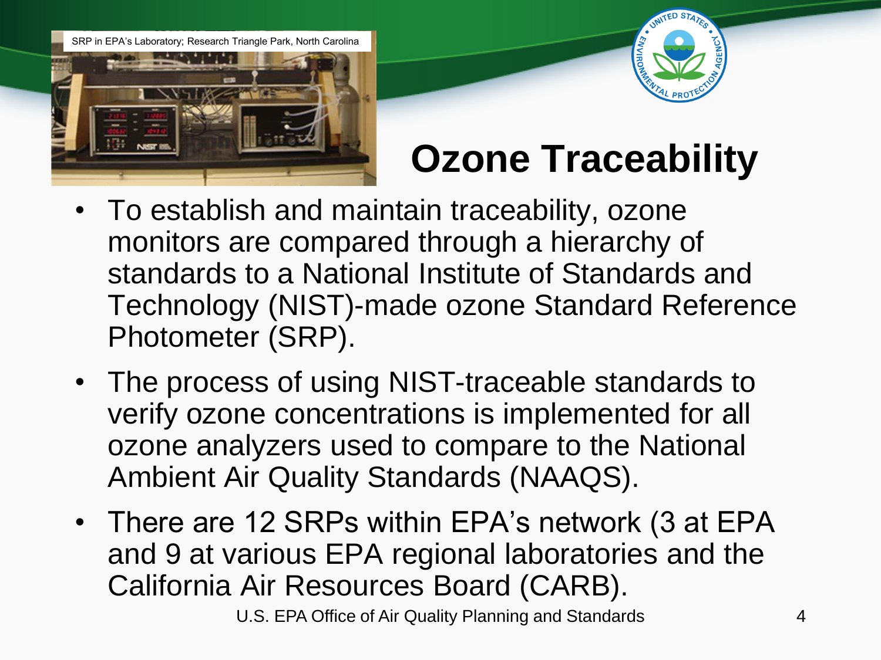SRP in EPA's Laboratory; Research Triangle Park, North Carolina

# Ozone Traceability

- To establish and maintain traceability, ozone monitors are compared through a hierarchy of standards to a National Institute of Standards and Technology (NIST)-made ozone Standard Reference Photometer (SRP).
- The process of using NIST-traceable standards to verify ozone concentrations is implemented for all ozone analyzers used to compare to the National Ambient Air Quality Standards (NAAQS).
- There are 12 SRPs within EPA's network (3 at EPA and 9 at various EPA regional laboratories and the California Air Resources Board (CARB).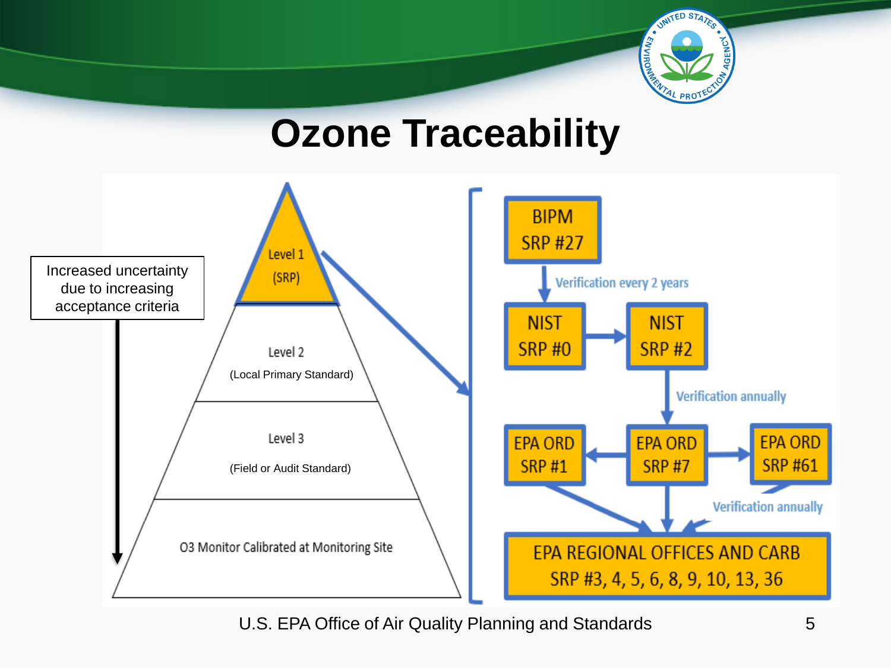# Ozone Traceability

Increased uncertainty due to increasing acceptance criteria

Level 1 (SRP)

Level 2 (Local Primary Standard)

Level 3 (Field or Audit Standard)

O3 Monitor Calibrated at Monitoring Site

BIPM SRP #27

Verification every 2 years

NIST SRP #0 → NIST SRP #2

Verification annually

EPA ORD SRP #1 ← EPA ORD SRP #7 → EPA ORD SRP #61

Verification annually

EPA REGIONAL OFFICES AND CARB SRP #3, 4, 5, 6, 8, 9, 10, 13, 36

U.S. EPA Office of Air Quality Planning and Standards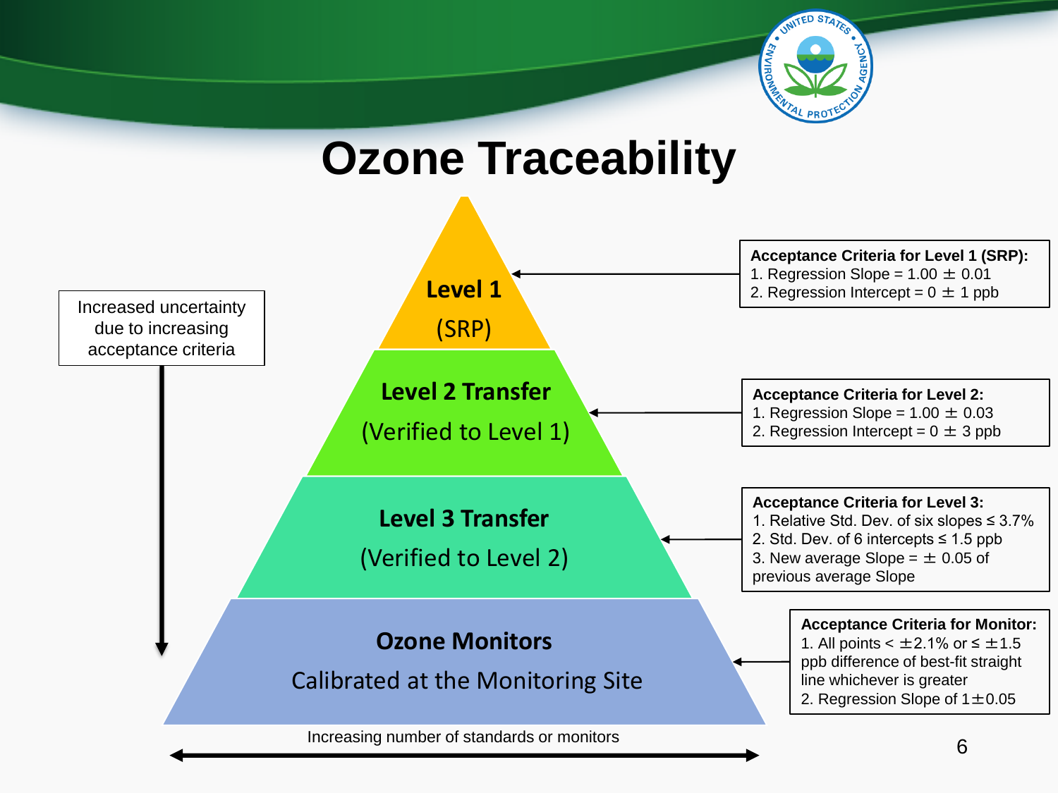# Ozone Traceability

Increased uncertainty due to increasing acceptance criteria

**Level 1**
(SRP)

**Level 2 Transfer**
(Verified to Level 1)

**Level 3 Transfer**
(Verified to Level 2)

**Ozone Monitors**
Calibrated at the Monitoring Site

Increasing number of standards or monitors

**Acceptance Criteria for Level 1 (SRP):**
1. Regression Slope = 1.00 ± 0.01
2. Regression Intercept = 0 ± 1 ppb

**Acceptance Criteria for Level 2:**
1. Regression Slope = 1.00 ± 0.03
2. Regression Intercept = 0 ± 3 ppb

**Acceptance Criteria for Level 3:**
1. Relative Std. Dev. of six slopes ≤ 3.7%
2. Std. Dev. of 6 intercepts ≤ 1.5 ppb
3. New average Slope = ± 0.05 of previous average Slope

**Acceptance Criteria for Monitor:**
1. All points < ±2.1% or ≤ ±1.5 ppb difference of best-fit straight line whichever is greater
2. Regression Slope of 1±0.05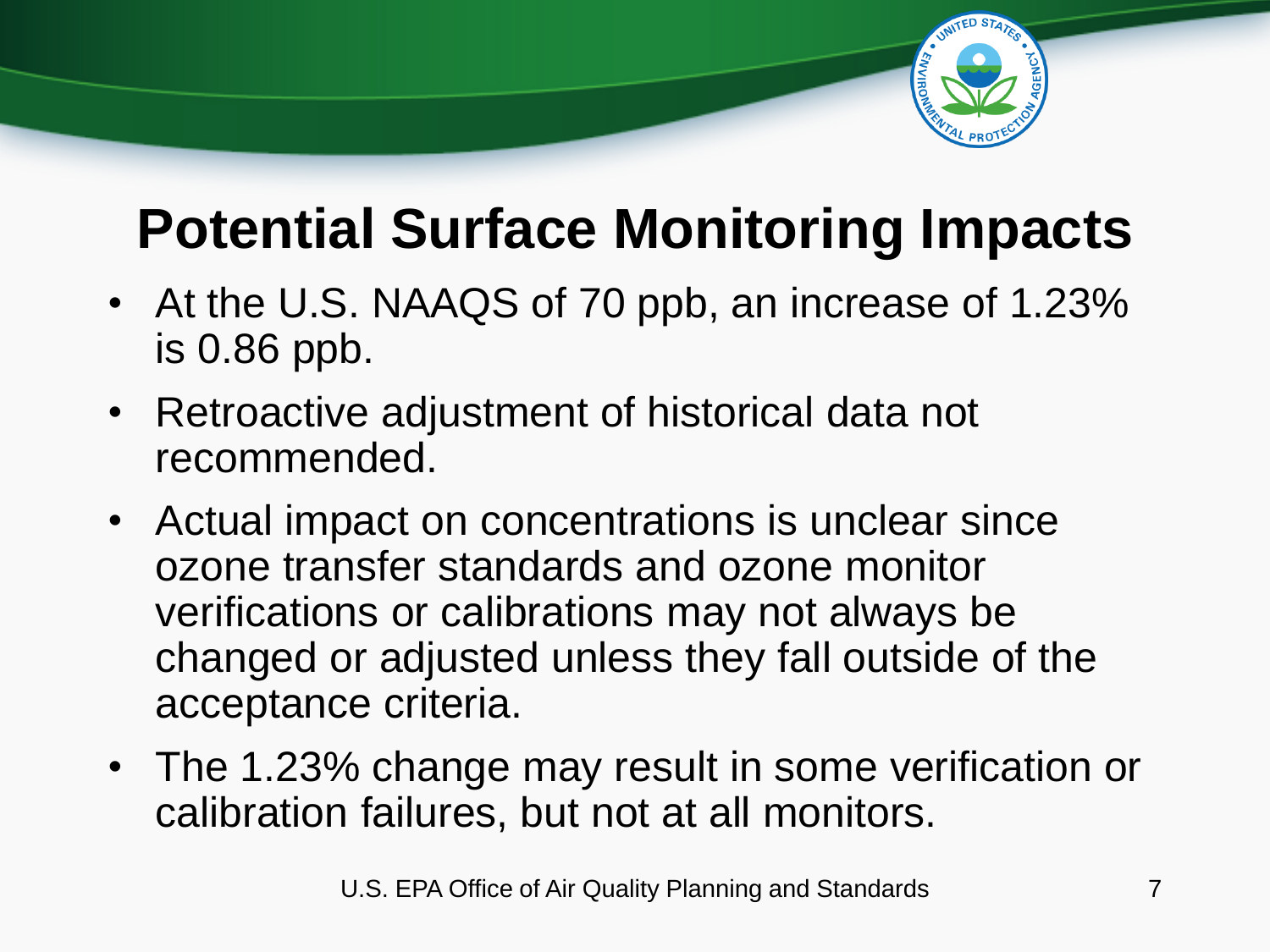# Potential Surface Monitoring Impacts

- At the U.S. NAAQS of 70 ppb, an increase of 1.23% is 0.86 ppb.
- Retroactive adjustment of historical data not recommended.
- Actual impact on concentrations is unclear since ozone transfer standards and ozone monitor verifications or calibrations may not always be changed or adjusted unless they fall outside of the acceptance criteria.
- The 1.23% change may result in some verification or calibration failures, but not at all monitors.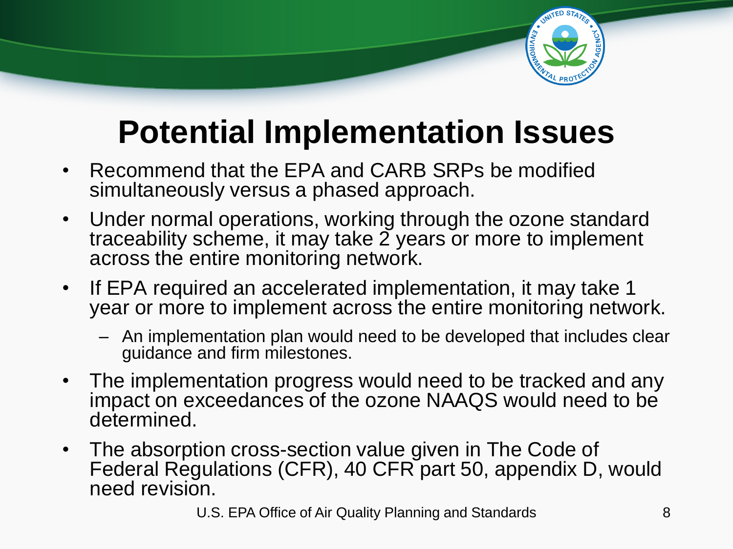# Potential Implementation Issues

- Recommend that the EPA and CARB SRPs be modified simultaneously versus a phased approach.
- Under normal operations, working through the ozone standard traceability scheme, it may take 2 years or more to implement across the entire monitoring network.
- If EPA required an accelerated implementation, it may take 1 year or more to implement across the entire monitoring network.
  - An implementation plan would need to be developed that includes clear guidance and firm milestones.
- The implementation progress would need to be tracked and any impact on exceedances of the ozone NAAQS would need to be determined.
- The absorption cross-section value given in The Code of Federal Regulations (CFR), 40 CFR part 50, appendix D, would need revision.

U.S. EPA Office of Air Quality Planning and Standards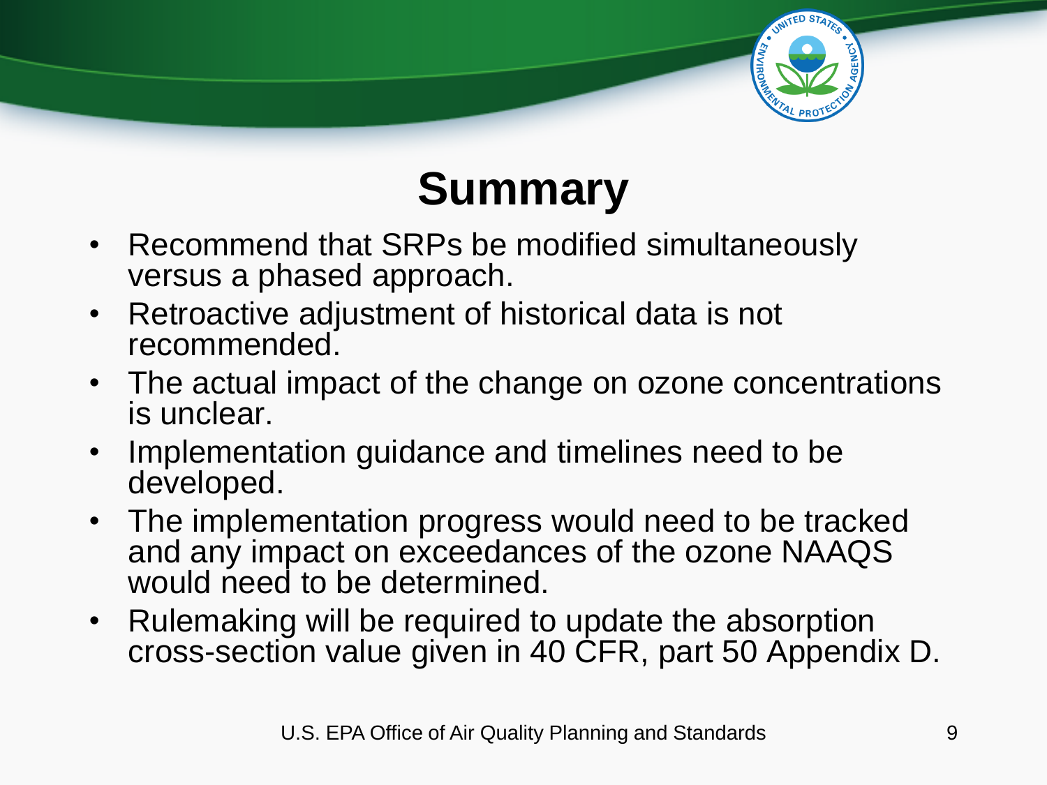# Summary

- Recommend that SRPs be modified simultaneously versus a phased approach.
- Retroactive adjustment of historical data is not recommended.
- The actual impact of the change on ozone concentrations is unclear.
- Implementation guidance and timelines need to be developed.
- The implementation progress would need to be tracked and any impact on exceedances of the ozone NAAQS would need to be determined.
- Rulemaking will be required to update the absorption cross-section value given in 40 CFR, part 50 Appendix D.